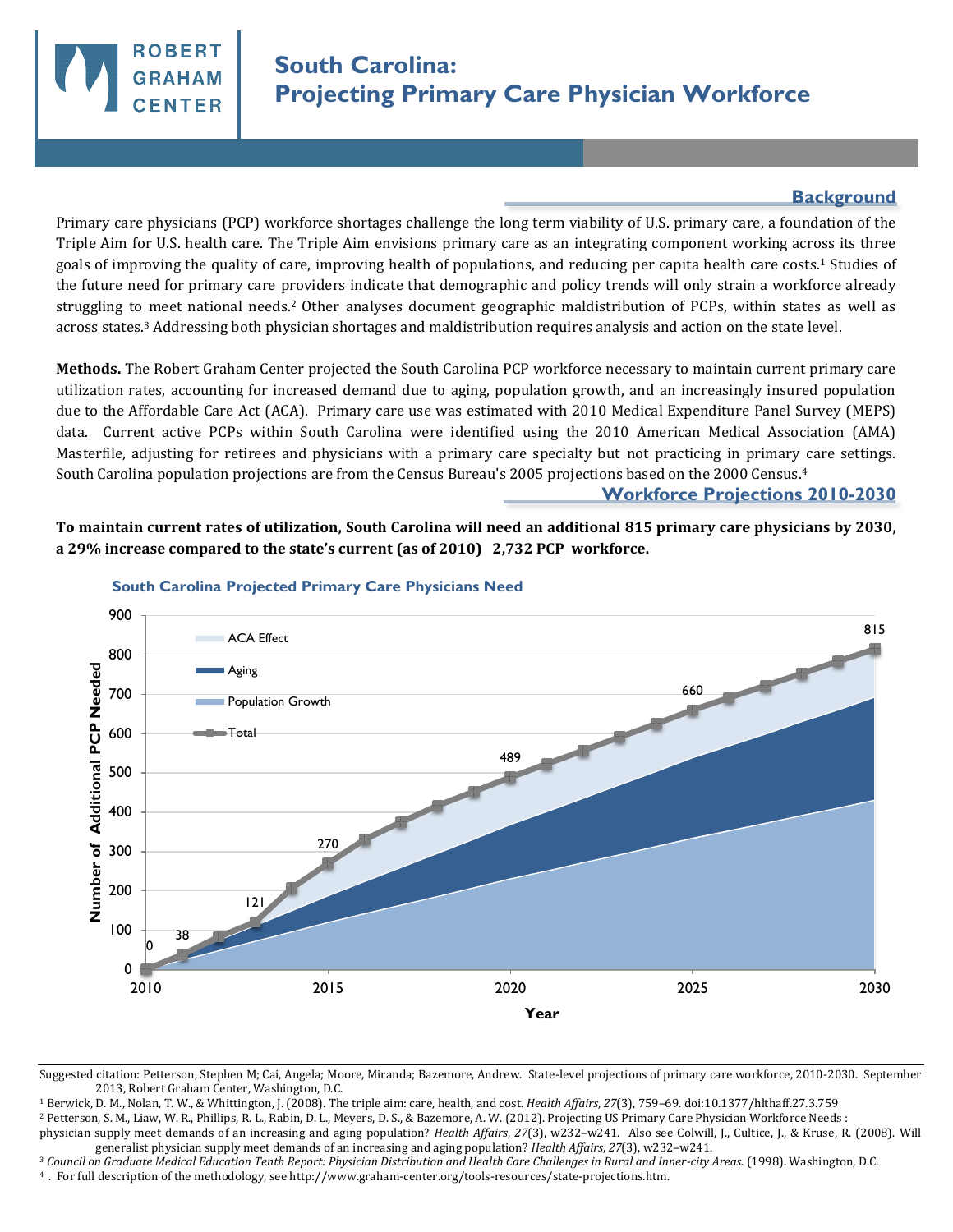# South Carolina: Projecting Primary Care Physician Workforce

## Background

Primary care physicians (PCP) workforce shortages challenge the long term viability of U.S. primary care, a foundation of the Triple Aim for U.S. health care. The Triple Aim envisions primary care as an integrating component working across its three goals of improving the quality of care, improving health of populations, and reducing per capita health care costs.[1] Studies of the future need for primary care providers indicate that demographic and policy trends will only strain a workforce already struggling to meet national needs.[2] Other analyses document geographic maldistribution of PCPs, within states as well as across states.[3] Addressing both physician shortages and maldistribution requires analysis and action on the state level.

**Methods.** The Robert Graham Center projected the South Carolina PCP workforce necessary to maintain current primary care utilization rates, accounting for increased demand due to aging, population growth, and an increasingly insured population due to the Affordable Care Act (ACA). Primary care use was estimated with 2010 Medical Expenditure Panel Survey (MEPS) data. Current active PCPs within South Carolina were identified using the 2010 American Medical Association (AMA) Masterfile, adjusting for retirees and physicians with a primary care specialty but not practicing in primary care settings. South Carolina population projections are from the Census Bureau's 2005 projections based on the 2000 Census.[4]

## Workforce Projections 2010-2030

**To maintain current rates of utilization, South Carolina will need an additional 815 primary care physicians by 2030, a 29% increase compared to the state's current (as of 2010) 2,732 PCP workforce.**

**South Carolina Projected Primary Care Physicians Need**

| Year | Total Additional PCP Needed |
|---|---|
| 2010 | 0 |
| 2011 | 38 |
| 2013 | 121 |
| 2015 | 270 |
| 2020 | 489 |
| 2025 | 660 |
| 2030 | 815 |

(Chart components: ACA Effect, Aging, Population Growth, Total; x-axis: Year; y-axis: Number of Additional PCP Needed)

---

Suggested citation: Petterson, Stephen M; Cai, Angela; Moore, Miranda; Bazemore, Andrew. State-level projections of primary care workforce, 2010-2030. September 2013, Robert Graham Center, Washington, D.C.

[1] Berwick, D. M., Nolan, T. W., & Whittington, J. (2008). The triple aim: care, health, and cost. *Health Affairs*, *27*(3), 759–69. doi:10.1377/hlthaff.27.3.759

[2] Petterson, S. M., Liaw, W. R., Phillips, R. L., Rabin, D. L., Meyers, D. S., & Bazemore, A. W. (2012). Projecting US Primary Care Physician Workforce Needs : physician supply meet demands of an increasing and aging population? *Health Affairs*, *27*(3), w232–w241. Also see Colwill, J., Cultice, J., & Kruse, R. (2008). Will generalist physician supply meet demands of an increasing and aging population? *Health Affairs*, *27*(3), w232–w241.

[3] *Council on Graduate Medical Education Tenth Report: Physician Distribution and Health Care Challenges in Rural and Inner-city Areas.* (1998). Washington, D.C.

[4] . For full description of the methodology, see http://www.graham-center.org/tools-resources/state-projections.htm.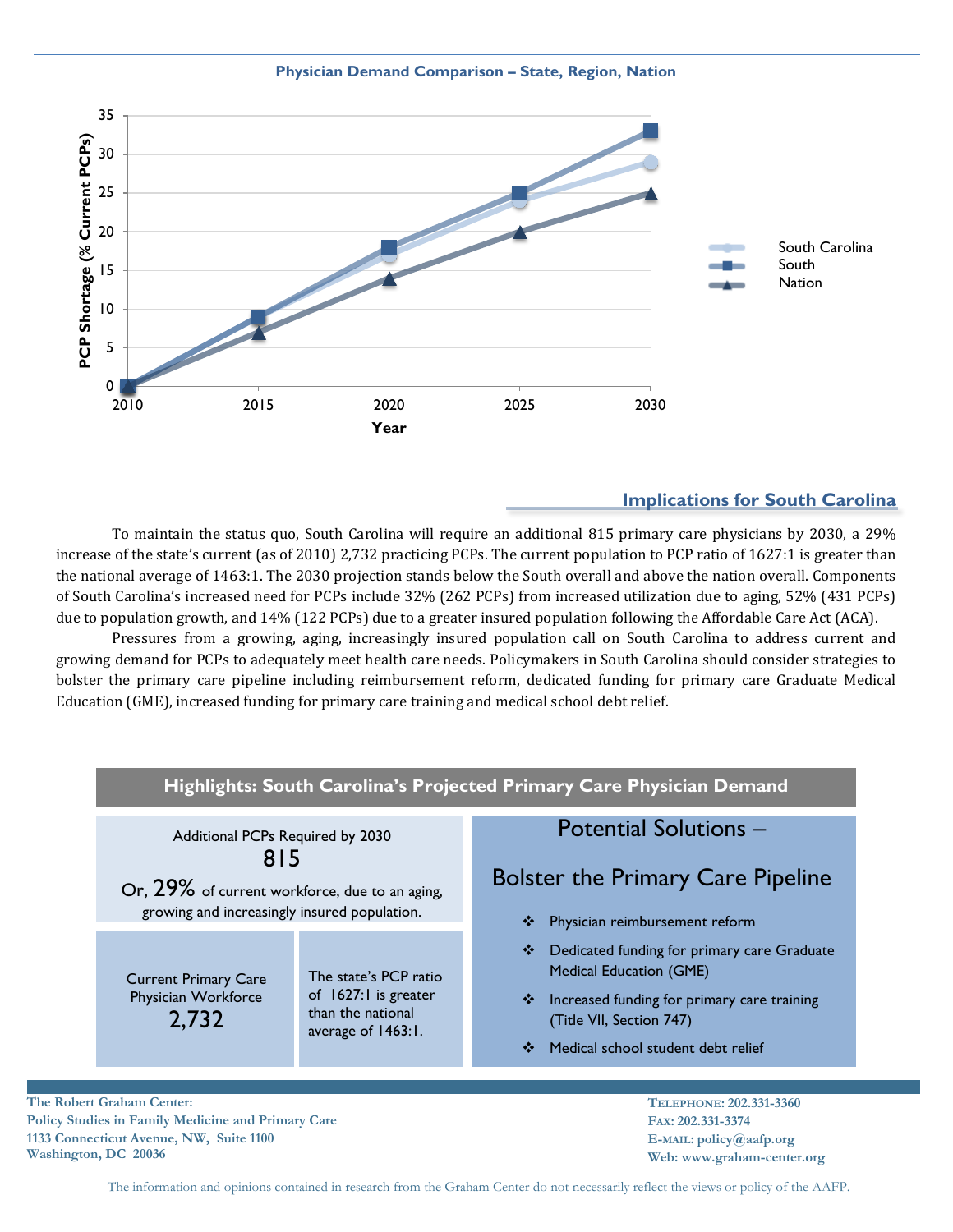## Physician Demand Comparison – State, Region, Nation

PCP Shortage (% Current PCPs)

35
30
25
20
15
10
5
0

2010
2015
2020
2025
2030

Year

South Carolina
South
Nation

## Implications for South Carolina

To maintain the status quo, South Carolina will require an additional 815 primary care physicians by 2030, a 29% increase of the state's current (as of 2010) 2,732 practicing PCPs. The current population to PCP ratio of 1627:1 is greater than the national average of 1463:1. The 2030 projection stands below the South overall and above the nation overall. Components of South Carolina's increased need for PCPs include 32% (262 PCPs) from increased utilization due to aging, 52% (431 PCPs) due to population growth, and 14% (122 PCPs) due to a greater insured population following the Affordable Care Act (ACA).

Pressures from a growing, aging, increasingly insured population call on South Carolina to address current and growing demand for PCPs to adequately meet health care needs. Policymakers in South Carolina should consider strategies to bolster the primary care pipeline including reimbursement reform, dedicated funding for primary care Graduate Medical Education (GME), increased funding for primary care training and medical school debt relief.

## Highlights: South Carolina's Projected Primary Care Physician Demand

Additional PCPs Required by 2030

**815**

Or, **29%** of current workforce, due to an aging, growing and increasingly insured population.

Current Primary Care Physician Workforce

**2,732**

The state's PCP ratio of 1627:1 is greater than the national average of 1463:1.

### Potential Solutions –

### Bolster the Primary Care Pipeline

- Physician reimbursement reform
- Dedicated funding for primary care Graduate Medical Education (GME)
- Increased funding for primary care training (Title VII, Section 747)
- Medical school student debt relief

**The Robert Graham Center:**
**Policy Studies in Family Medicine and Primary Care**
**1133 Connecticut Avenue, NW, Suite 1100**
**Washington, DC 20036**

**Telephone: 202.331-3360**
**Fax: 202.331-3374**
**E-mail: policy@aafp.org**
**Web: www.graham-center.org**

The information and opinions contained in research from the Graham Center do not necessarily reflect the views or policy of the AAFP.